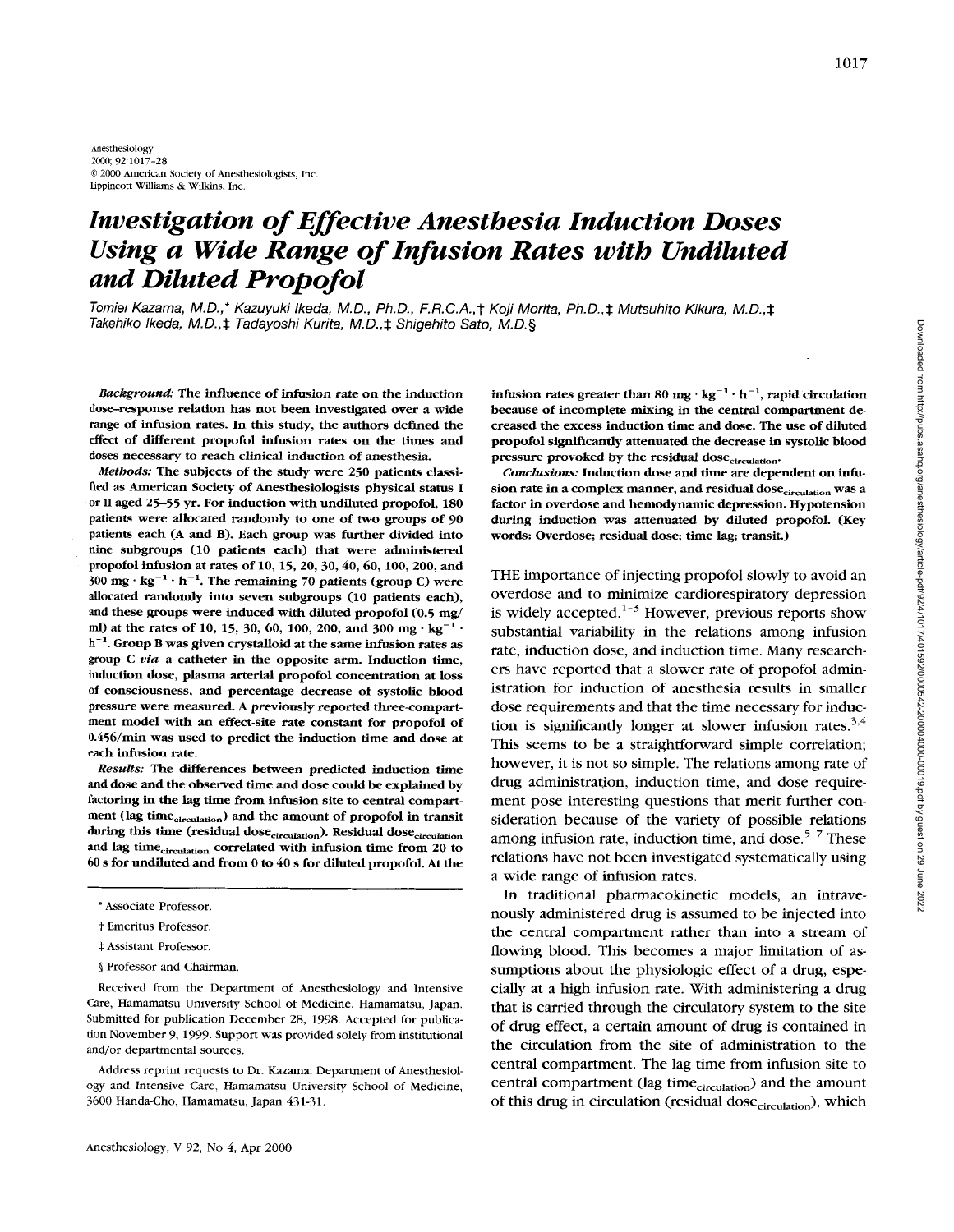Anesthesiology
2000; 92:1017–28
© 2000 American Society of Anesthesiologists, Inc.
Lippincott Williams & Wilkins, Inc.

# *Investigation of Effective Anesthesia Induction Doses Using a Wide Range of Infusion Rates with Undiluted and Diluted Propofol*

*Tomiei Kazama, M.D.,\* Kazuyuki Ikeda, M.D., Ph.D., F.R.C.A.,† Koji Morita, Ph.D.,‡ Mutsuhito Kikura, M.D.,‡ Takehiko Ikeda, M.D.,‡ Tadayoshi Kurita, M.D.,‡ Shigehito Sato, M.D.§*

***Background:*** **The influence of infusion rate on the induction dose–response relation has not been investigated over a wide range of infusion rates. In this study, the authors defined the effect of different propofol infusion rates on the times and doses necessary to reach clinical induction of anesthesia.**

***Methods:*** **The subjects of the study were 250 patients classified as American Society of Anesthesiologists physical status I or II aged 25–55 yr. For induction with undiluted propofol, 180 patients were allocated randomly to one of two groups of 90 patients each (A and B). Each group was further divided into nine subgroups (10 patients each) that were administered propofol infusion at rates of 10, 15, 20, 30, 40, 60, 100, 200, and 300 mg · kg$^{-1}$ · h$^{-1}$. The remaining 70 patients (group C) were allocated randomly into seven subgroups (10 patients each), and these groups were induced with diluted propofol (0.5 mg/ml) at the rates of 10, 15, 30, 60, 100, 200, and 300 mg · kg$^{-1}$ · h$^{-1}$. Group B was given crystalloid at the same infusion rates as group C *via* a catheter in the opposite arm. Induction time, induction dose, plasma arterial propofol concentration at loss of consciousness, and percentage decrease of systolic blood pressure were measured. A previously reported three-compartment model with an effect-site rate constant for propofol of 0.456/min was used to predict the induction time and dose at each infusion rate.**

***Results:*** **The differences between predicted induction time and dose and the observed time and dose could be explained by factoring in the lag time from infusion site to central compartment (lag time$_{circulation}$) and the amount of propofol in transit during this time (residual dose$_{circulation}$). Residual dose$_{circulation}$ and lag time$_{circulation}$ correlated with infusion time from 20 to 60 s for undiluted and from 0 to 40 s for diluted propofol. At the infusion rates greater than 80 mg · kg$^{-1}$ · h$^{-1}$, rapid circulation because of incomplete mixing in the central compartment decreased the excess induction time and dose. The use of diluted propofol significantly attenuated the decrease in systolic blood pressure provoked by the residual dose$_{circulation}$.**

***Conclusions:*** **Induction dose and time are dependent on infusion rate in a complex manner, and residual dose$_{circulation}$ was a factor in overdose and hemodynamic depression. Hypotension during induction was attenuated by diluted propofol. (Key words: Overdose; residual dose; time lag; transit.)**

THE importance of injecting propofol slowly to avoid an overdose and to minimize cardiorespiratory depression is widely accepted.[1–3] However, previous reports show substantial variability in the relations among infusion rate, induction dose, and induction time. Many researchers have reported that a slower rate of propofol administration for induction of anesthesia results in smaller dose requirements and that the time necessary for induction is significantly longer at slower infusion rates.[3,4] This seems to be a straightforward simple correlation; however, it is not so simple. The relations among rate of drug administration, induction time, and dose requirement pose interesting questions that merit further consideration because of the variety of possible relations among infusion rate, induction time, and dose.[5–7] These relations have not been investigated systematically using a wide range of infusion rates.

In traditional pharmacokinetic models, an intravenously administered drug is assumed to be injected into the central compartment rather than into a stream of flowing blood. This becomes a major limitation of assumptions about the physiologic effect of a drug, especially at a high infusion rate. With administering a drug that is carried through the circulatory system to the site of drug effect, a certain amount of drug is contained in the circulation from the site of administration to the central compartment. The lag time from infusion site to central compartment (lag time$_{circulation}$) and the amount of this drug in circulation (residual dose$_{circulation}$), which

---

\* Associate Professor.

† Emeritus Professor.

‡ Assistant Professor.

§ Professor and Chairman.

Received from the Department of Anesthesiology and Intensive Care, Hamamatsu University School of Medicine, Hamamatsu, Japan. Submitted for publication December 28, 1998. Accepted for publication November 9, 1999. Support was provided solely from institutional and/or departmental sources.

Address reprint requests to Dr. Kazama: Department of Anesthesiology and Intensive Care, Hamamatsu University School of Medicine, 3600 Handa-Cho, Hamamatsu, Japan 431-31.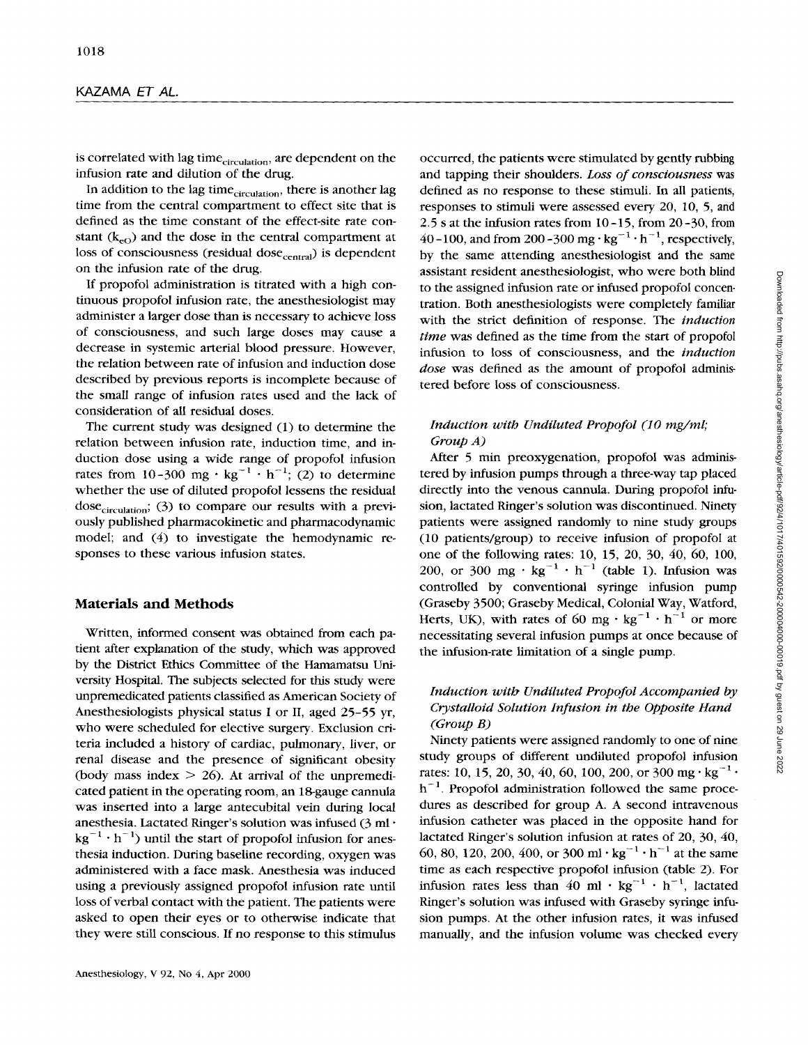is correlated with lag time$_{circulation}$, are dependent on the infusion rate and dilution of the drug.

In addition to the lag time$_{circulation}$, there is another lag time from the central compartment to effect site that is defined as the time constant of the effect-site rate constant ($k_{eO}$) and the dose in the central compartment at loss of consciousness (residual dose$_{central}$) is dependent on the infusion rate of the drug.

If propofol administration is titrated with a high continuous propofol infusion rate, the anesthesiologist may administer a larger dose than is necessary to achieve loss of consciousness, and such large doses may cause a decrease in systemic arterial blood pressure. However, the relation between rate of infusion and induction dose described by previous reports is incomplete because of the small range of infusion rates used and the lack of consideration of all residual doses.

The current study was designed (1) to determine the relation between infusion rate, induction time, and induction dose using a wide range of propofol infusion rates from 10–300 mg · kg$^{-1}$ · h$^{-1}$; (2) to determine whether the use of diluted propofol lessens the residual dose$_{circulation}$; (3) to compare our results with a previously published pharmacokinetic and pharmacodynamic model; and (4) to investigate the hemodynamic responses to these various infusion states.

## Materials and Methods

Written, informed consent was obtained from each patient after explanation of the study, which was approved by the District Ethics Committee of the Hamamatsu University Hospital. The subjects selected for this study were unpremedicated patients classified as American Society of Anesthesiologists physical status I or II, aged 25–55 yr, who were scheduled for elective surgery. Exclusion criteria included a history of cardiac, pulmonary, liver, or renal disease and the presence of significant obesity (body mass index > 26). At arrival of the unpremedicated patient in the operating room, an 18-gauge cannula was inserted into a large antecubital vein during local anesthesia. Lactated Ringer's solution was infused (3 ml · kg$^{-1}$ · h$^{-1}$) until the start of propofol infusion for anesthesia induction. During baseline recording, oxygen was administered with a face mask. Anesthesia was induced using a previously assigned propofol infusion rate until loss of verbal contact with the patient. The patients were asked to open their eyes or to otherwise indicate that they were still conscious. If no response to this stimulus occurred, the patients were stimulated by gently rubbing and tapping their shoulders. *Loss of consciousness* was defined as no response to these stimuli. In all patients, responses to stimuli were assessed every 20, 10, 5, and 2.5 s at the infusion rates from 10–15, from 20–30, from 40–100, and from 200–300 mg · kg$^{-1}$ · h$^{-1}$, respectively, by the same attending anesthesiologist and the same assistant resident anesthesiologist, who were both blind to the assigned infusion rate or infused propofol concentration. Both anesthesiologists were completely familiar with the strict definition of response. The *induction time* was defined as the time from the start of propofol infusion to loss of consciousness, and the *induction dose* was defined as the amount of propofol administered before loss of consciousness.

### *Induction with Undiluted Propofol (10 mg/ml; Group A)*

After 5 min preoxygenation, propofol was administered by infusion pumps through a three-way tap placed directly into the venous cannula. During propofol infusion, lactated Ringer's solution was discontinued. Ninety patients were assigned randomly to nine study groups (10 patients/group) to receive infusion of propofol at one of the following rates: 10, 15, 20, 30, 40, 60, 100, 200, or 300 mg · kg$^{-1}$ · h$^{-1}$ (table 1). Infusion was controlled by conventional syringe infusion pump (Graseby 3500; Graseby Medical, Colonial Way, Watford, Herts, UK), with rates of 60 mg · kg$^{-1}$ · h$^{-1}$ or more necessitating several infusion pumps at once because of the infusion-rate limitation of a single pump.

### *Induction with Undiluted Propofol Accompanied by Crystalloid Solution Infusion in the Opposite Hand (Group B)*

Ninety patients were assigned randomly to one of nine study groups of different undiluted propofol infusion rates: 10, 15, 20, 30, 40, 60, 100, 200, or 300 mg · kg$^{-1}$ · h$^{-1}$. Propofol administration followed the same procedures as described for group A. A second intravenous infusion catheter was placed in the opposite hand for lactated Ringer's solution infusion at rates of 20, 30, 40, 60, 80, 120, 200, 400, or 300 ml · kg$^{-1}$ · h$^{-1}$ at the same time as each respective propofol infusion (table 2). For infusion rates less than 40 ml · kg$^{-1}$ · h$^{-1}$, lactated Ringer's solution was infused with Graseby syringe infusion pumps. At the other infusion rates, it was infused manually, and the infusion volume was checked every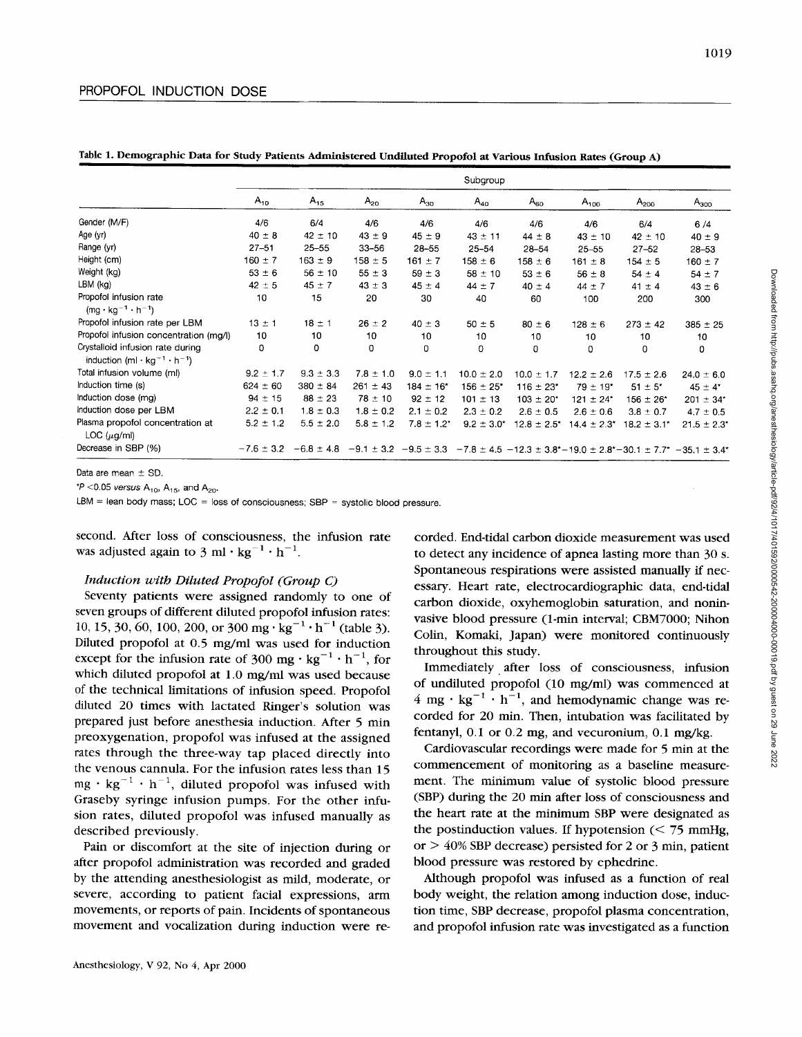**Table 1. Demographic Data for Study Patients Administered Undiluted Propofol at Various Infusion Rates (Group A)**

| | Subgroup | | | | | | | | |
|---|---|---|---|---|---|---|---|---|---|
| | $A_{10}$ | $A_{15}$ | $A_{20}$ | $A_{30}$ | $A_{40}$ | $A_{60}$ | $A_{100}$ | $A_{200}$ | $A_{300}$ |
| Gender (M/F) | 4/6 | 6/4 | 4/6 | 4/6 | 4/6 | 4/6 | 4/6 | 6/4 | 6/4 |
| Age (yr) | 40 ± 8 | 42 ± 10 | 43 ± 9 | 45 ± 9 | 43 ± 11 | 44 ± 8 | 43 ± 10 | 42 ± 10 | 40 ± 9 |
| Range (yr) | 27–51 | 25–55 | 33–56 | 28–55 | 25–54 | 28–54 | 25–55 | 27–52 | 28–53 |
| Height (cm) | 160 ± 7 | 163 ± 9 | 158 ± 5 | 161 ± 7 | 158 ± 6 | 158 ± 6 | 161 ± 8 | 154 ± 5 | 160 ± 7 |
| Weight (kg) | 53 ± 6 | 56 ± 10 | 55 ± 3 | 59 ± 3 | 58 ± 10 | 53 ± 6 | 56 ± 8 | 54 ± 4 | 54 ± 7 |
| LBM (kg) | 42 ± 5 | 45 ± 7 | 43 ± 3 | 45 ± 4 | 44 ± 7 | 40 ± 4 | 44 ± 7 | 41 ± 4 | 43 ± 6 |
| Propofol infusion rate ($mg \cdot kg^{-1} \cdot h^{-1}$) | 10 | 15 | 20 | 30 | 40 | 60 | 100 | 200 | 300 |
| Propofol infusion rate per LBM | 13 ± 1 | 18 ± 1 | 26 ± 2 | 40 ± 3 | 50 ± 5 | 80 ± 6 | 128 ± 6 | 273 ± 42 | 385 ± 25 |
| Propofol infusion concentration (mg/l) | 10 | 10 | 10 | 10 | 10 | 10 | 10 | 10 | 10 |
| Crystalloid infusion rate during induction ($ml \cdot kg^{-1} \cdot h^{-1}$) | 0 | 0 | 0 | 0 | 0 | 0 | 0 | 0 | 0 |
| Total infusion volume (ml) | 9.2 ± 1.7 | 9.3 ± 3.3 | 7.8 ± 1.0 | 9.0 ± 1.1 | 10.0 ± 2.0 | 10.0 ± 1.7 | 12.2 ± 2.6 | 17.5 ± 2.6 | 24.0 ± 6.0 |
| Induction time (s) | 624 ± 60 | 380 ± 84 | 261 ± 43 | 184 ± 16* | 156 ± 25* | 116 ± 23* | 79 ± 19* | 51 ± 5* | 45 ± 4* |
| Induction dose (mg) | 94 ± 15 | 88 ± 23 | 78 ± 10 | 92 ± 12 | 101 ± 13 | 103 ± 20* | 121 ± 24* | 156 ± 26* | 201 ± 34* |
| Induction dose per LBM | 2.2 ± 0.1 | 1.8 ± 0.3 | 1.8 ± 0.2 | 2.1 ± 0.2 | 2.3 ± 0.2 | 2.6 ± 0.5 | 2.6 ± 0.6 | 3.8 ± 0.7 | 4.7 ± 0.5 |
| Plasma propofol concentration at LOC ($\mu g/ml$) | 5.2 ± 1.2 | 5.5 ± 2.0 | 5.8 ± 1.2 | 7.8 ± 1.2* | 9.2 ± 3.0* | 12.8 ± 2.5* | 14.4 ± 2.3* | 18.2 ± 3.1* | 21.5 ± 2.3* |
| Decrease in SBP (%) | −7.6 ± 3.2 | −6.8 ± 4.8 | −9.1 ± 3.2 | −9.5 ± 3.3 | −7.8 ± 4.5 | −12.3 ± 3.8* | −19.0 ± 2.8* | −30.1 ± 7.7* | −35.1 ± 3.4* |

Data are mean ± SD.

*$P < 0.05$ *versus* $A_{10}$, $A_{15}$, and $A_{20}$.

LBM = lean body mass; LOC = loss of consciousness; SBP = systolic blood pressure.

second. After loss of consciousness, the infusion rate was adjusted again to $3\ ml \cdot kg^{-1} \cdot h^{-1}$.

### *Induction with Diluted Propofol (Group C)*

Seventy patients were assigned randomly to one of seven groups of different diluted propofol infusion rates: 10, 15, 30, 60, 100, 200, or $300\ mg \cdot kg^{-1} \cdot h^{-1}$ (table 3). Diluted propofol at 0.5 mg/ml was used for induction except for the infusion rate of $300\ mg \cdot kg^{-1} \cdot h^{-1}$, for which diluted propofol at 1.0 mg/ml was used because of the technical limitations of infusion speed. Propofol diluted 20 times with lactated Ringer's solution was prepared just before anesthesia induction. After 5 min preoxygenation, propofol was infused at the assigned rates through the three-way tap placed directly into the venous cannula. For the infusion rates less than 15 $mg \cdot kg^{-1} \cdot h^{-1}$, diluted propofol was infused with Graseby syringe infusion pumps. For the other infusion rates, diluted propofol was infused manually as described previously.

Pain or discomfort at the site of injection during or after propofol administration was recorded and graded by the attending anesthesiologist as mild, moderate, or severe, according to patient facial expressions, arm movements, or reports of pain. Incidents of spontaneous movement and vocalization during induction were recorded. End-tidal carbon dioxide measurement was used to detect any incidence of apnea lasting more than 30 s. Spontaneous respirations were assisted manually if necessary. Heart rate, electrocardiographic data, end-tidal carbon dioxide, oxyhemoglobin saturation, and noninvasive blood pressure (1-min interval; CBM7000; Nihon Colin, Komaki, Japan) were monitored continuously throughout this study.

Immediately after loss of consciousness, infusion of undiluted propofol (10 mg/ml) was commenced at $4\ mg \cdot kg^{-1} \cdot h^{-1}$, and hemodynamic change was recorded for 20 min. Then, intubation was facilitated by fentanyl, 0.1 or 0.2 mg, and vecuronium, 0.1 mg/kg.

Cardiovascular recordings were made for 5 min at the commencement of monitoring as a baseline measurement. The minimum value of systolic blood pressure (SBP) during the 20 min after loss of consciousness and the heart rate at the minimum SBP were designated as the postinduction values. If hypotension (< 75 mmHg, or > 40% SBP decrease) persisted for 2 or 3 min, patient blood pressure was restored by ephedrine.

Although propofol was infused as a function of real body weight, the relation among induction dose, induction time, SBP decrease, propofol plasma concentration, and propofol infusion rate was investigated as a function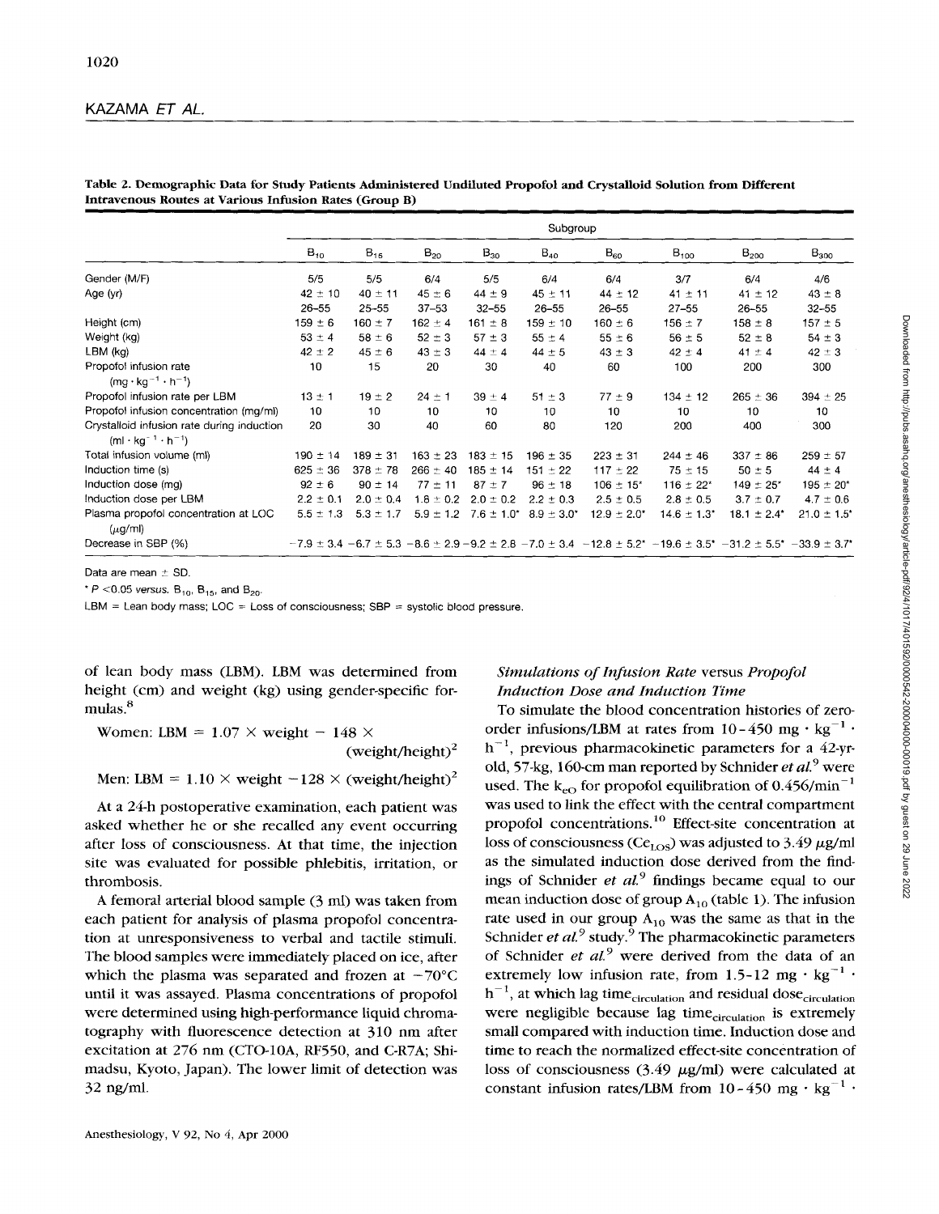**Table 2. Demographic Data for Study Patients Administered Undiluted Propofol and Crystalloid Solution from Different Intravenous Routes at Various Infusion Rates (Group B)**

| | Subgroup | | | | | | | | |
|---|---|---|---|---|---|---|---|---|---|
| | $B_{10}$ | $B_{15}$ | $B_{20}$ | $B_{30}$ | $B_{40}$ | $B_{60}$ | $B_{100}$ | $B_{200}$ | $B_{300}$ |
| Gender (M/F) | 5/5 | 5/5 | 6/4 | 5/5 | 6/4 | 6/4 | 3/7 | 6/4 | 4/6 |
| Age (yr) | 42 ± 10 | 40 ± 11 | 45 ± 6 | 44 ± 9 | 45 ± 11 | 44 ± 12 | 41 ± 11 | 41 ± 12 | 43 ± 8 |
| | 26–55 | 25–55 | 37–53 | 32–55 | 26–55 | 26–55 | 27–55 | 26–55 | 32–55 |
| Height (cm) | 159 ± 6 | 160 ± 7 | 162 ± 4 | 161 ± 8 | 159 ± 10 | 160 ± 6 | 156 ± 7 | 158 ± 8 | 157 ± 5 |
| Weight (kg) | 53 ± 4 | 58 ± 6 | 52 ± 3 | 57 ± 3 | 55 ± 4 | 55 ± 6 | 56 ± 5 | 52 ± 8 | 54 ± 3 |
| LBM (kg) | 42 ± 2 | 45 ± 6 | 43 ± 3 | 44 ± 4 | 44 ± 5 | 43 ± 3 | 42 ± 4 | 41 ± 4 | 42 ± 3 |
| Propofol infusion rate ($mg \cdot kg^{-1} \cdot h^{-1}$) | 10 | 15 | 20 | 30 | 40 | 60 | 100 | 200 | 300 |
| Propofol infusion rate per LBM | 13 ± 1 | 19 ± 2 | 24 ± 1 | 39 ± 4 | 51 ± 3 | 77 ± 9 | 134 ± 12 | 265 ± 36 | 394 ± 25 |
| Propofol infusion concentration (mg/ml) | 10 | 10 | 10 | 10 | 10 | 10 | 10 | 10 | 10 |
| Crystalloid infusion rate during induction ($ml \cdot kg^{-1} \cdot h^{-1}$) | 20 | 30 | 40 | 60 | 80 | 120 | 200 | 400 | 300 |
| Total infusion volume (ml) | 190 ± 14 | 189 ± 31 | 163 ± 23 | 183 ± 15 | 196 ± 35 | 223 ± 31 | 244 ± 46 | 337 ± 86 | 259 ± 57 |
| Induction time (s) | 625 ± 36 | 378 ± 78 | 266 ± 40 | 185 ± 14 | 151 ± 22 | 117 ± 22 | 75 ± 15 | 50 ± 5 | 44 ± 4 |
| Induction dose (mg) | 92 ± 6 | 90 ± 14 | 77 ± 11 | 87 ± 7 | 96 ± 18 | 106 ± 15* | 116 ± 22* | 149 ± 25* | 195 ± 20* |
| Induction dose per LBM | 2.2 ± 0.1 | 2.0 ± 0.4 | 1.8 ± 0.2 | 2.0 ± 0.2 | 2.2 ± 0.3 | 2.5 ± 0.5 | 2.8 ± 0.5 | 3.7 ± 0.7 | 4.7 ± 0.6 |
| Plasma propofol concentration at LOC ($\mu g/ml$) | 5.5 ± 1.3 | 5.3 ± 1.7 | 5.9 ± 1.2 | 7.6 ± 1.0* | 8.9 ± 3.0* | 12.9 ± 2.0* | 14.6 ± 1.3* | 18.1 ± 2.4* | 21.0 ± 1.5* |
| Decrease in SBP (%) | −7.9 ± 3.4 | −6.7 ± 5.3 | −8.6 ± 2.9 | −9.2 ± 2.8 | −7.0 ± 3.4 | −12.8 ± 5.2* | −19.6 ± 3.5* | −31.2 ± 5.5* | −33.9 ± 3.7* |

Data are mean ± SD.

* $P < 0.05$ *versus* $B_{10}$, $B_{15}$, and $B_{20}$.

LBM = Lean body mass; LOC = Loss of consciousness; SBP = systolic blood pressure.

of lean body mass (LBM). LBM was determined from height (cm) and weight (kg) using gender-specific formulas.[8]

$$\text{Women: LBM} = 1.07 \times \text{weight} - 148 \times (\text{weight/height})^2$$

$$\text{Men: LBM} = 1.10 \times \text{weight} - 128 \times (\text{weight/height})^2$$

At a 24-h postoperative examination, each patient was asked whether he or she recalled any event occurring after loss of consciousness. At that time, the injection site was evaluated for possible phlebitis, irritation, or thrombosis.

A femoral arterial blood sample (3 ml) was taken from each patient for analysis of plasma propofol concentration at unresponsiveness to verbal and tactile stimuli. The blood samples were immediately placed on ice, after which the plasma was separated and frozen at −70°C until it was assayed. Plasma concentrations of propofol were determined using high-performance liquid chromatography with fluorescence detection at 310 nm after excitation at 276 nm (CTO-10A, RF550, and C-R7A; Shimadsu, Kyoto, Japan). The lower limit of detection was 32 ng/ml.

### *Simulations of Infusion Rate* versus *Propofol Induction Dose and Induction Time*

To simulate the blood concentration histories of zero-order infusions/LBM at rates from 10–450 $mg \cdot kg^{-1} \cdot h^{-1}$, previous pharmacokinetic parameters for a 42-yr-old, 57-kg, 160-cm man reported by Schnider *et al.*[9] were used. The $k_{eO}$ for propofol equilibration of 0.456/$min^{-1}$ was used to link the effect with the central compartment propofol concentrations.[10] Effect-site concentration at loss of consciousness ($Ce_{LOS}$) was adjusted to 3.49 $\mu g/ml$ as the simulated induction dose derived from the findings of Schnider *et al.*[9] findings became equal to our mean induction dose of group $A_{10}$ (table 1). The infusion rate used in our group $A_{10}$ was the same as that in the Schnider *et al.*[9] study.[9] The pharmacokinetic parameters of Schnider *et al.*[9] were derived from the data of an extremely low infusion rate, from 1.5–12 $mg \cdot kg^{-1} \cdot h^{-1}$, at which lag $time_{circulation}$ and residual $dose_{circulation}$ were negligible because lag $time_{circulation}$ is extremely small compared with induction time. Induction dose and time to reach the normalized effect-site concentration of loss of consciousness (3.49 $\mu g/ml$) were calculated at constant infusion rates/LBM from 10–450 $mg \cdot kg^{-1} \cdot$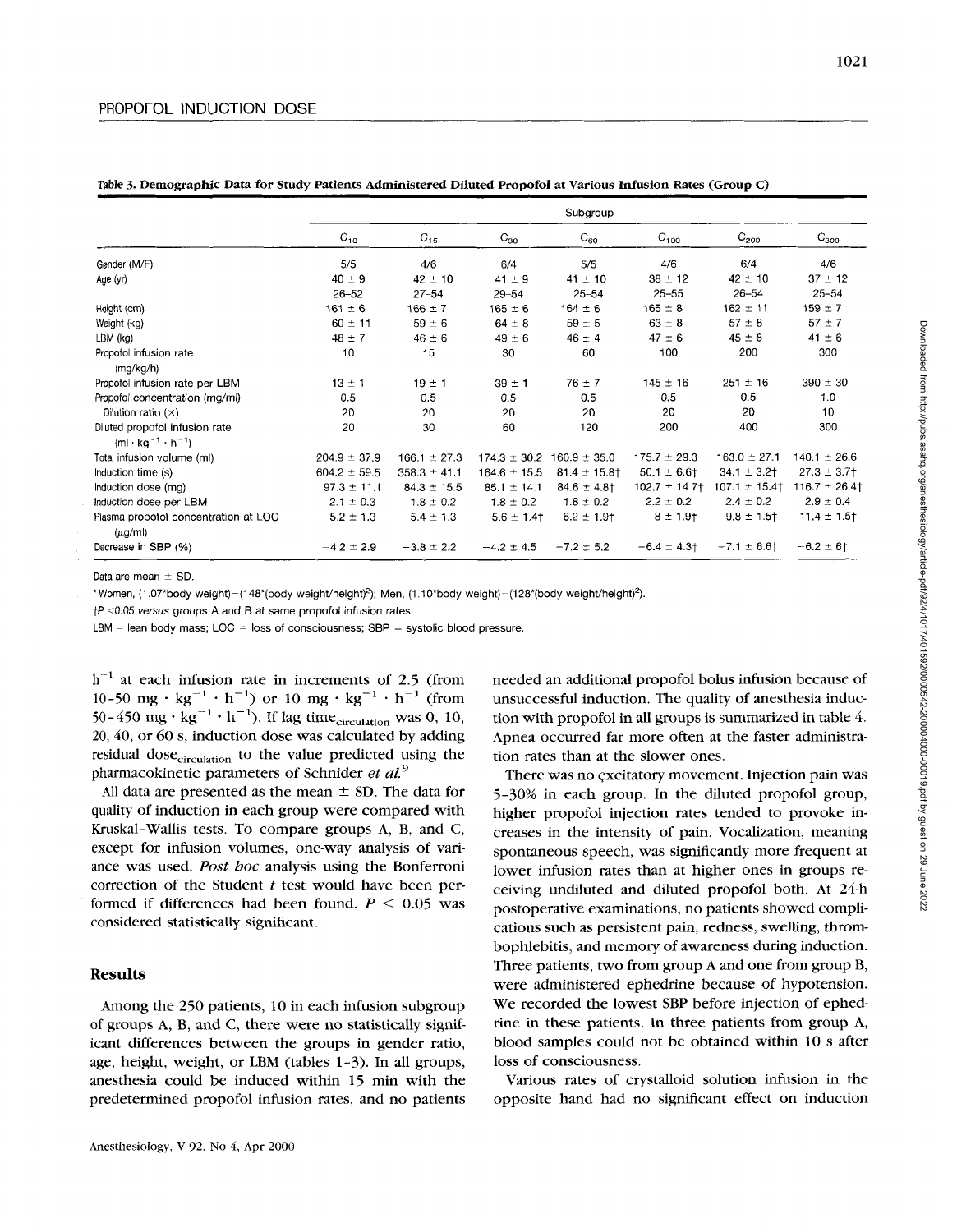**Table 3. Demographic Data for Study Patients Administered Diluted Propofol at Various Infusion Rates (Group C)**

| | Subgroup | | | | | | |
|---|---|---|---|---|---|---|---|
| | $C_{10}$ | $C_{15}$ | $C_{30}$ | $C_{60}$ | $C_{100}$ | $C_{200}$ | $C_{300}$ |
| Gender (M/F) | 5/5 | 4/6 | 6/4 | 5/5 | 4/6 | 6/4 | 4/6 |
| Age (yr) | 40 ± 9 | 42 ± 10 | 41 ± 9 | 41 ± 10 | 38 ± 12 | 42 ± 10 | 37 ± 12 |
| | 26–52 | 27–54 | 29–54 | 25–54 | 25–55 | 26–54 | 25–54 |
| Height (cm) | 161 ± 6 | 166 ± 7 | 165 ± 6 | 164 ± 6 | 165 ± 8 | 162 ± 11 | 159 ± 7 |
| Weight (kg) | 60 ± 11 | 59 ± 6 | 64 ± 8 | 59 ± 5 | 63 ± 8 | 57 ± 8 | 57 ± 7 |
| LBM (kg) | 48 ± 7 | 46 ± 6 | 49 ± 6 | 46 ± 4 | 47 ± 6 | 45 ± 8 | 41 ± 6 |
| Propofol infusion rate (mg/kg/h) | 10 | 15 | 30 | 60 | 100 | 200 | 300 |
| Propofol infusion rate per LBM | 13 ± 1 | 19 ± 1 | 39 ± 1 | 76 ± 7 | 145 ± 16 | 251 ± 16 | 390 ± 30 |
| Propofol concentration (mg/ml) | 0.5 | 0.5 | 0.5 | 0.5 | 0.5 | 0.5 | 1.0 |
| Dilution ratio (×) | 20 | 20 | 20 | 20 | 20 | 20 | 10 |
| Diluted propofol infusion rate ($ml \cdot kg^{-1} \cdot h^{-1}$) | 20 | 30 | 60 | 120 | 200 | 400 | 300 |
| Total infusion volume (ml) | 204.9 ± 37.9 | 166.1 ± 27.3 | 174.3 ± 30.2 | 160.9 ± 35.0 | 175.7 ± 29.3 | 163.0 ± 27.1 | 140.1 ± 26.6 |
| Induction time (s) | 604.2 ± 59.5 | 358.3 ± 41.1 | 164.6 ± 15.5 | 81.4 ± 15.8† | 50.1 ± 6.6† | 34.1 ± 3.2† | 27.3 ± 3.7† |
| Induction dose (mg) | 97.3 ± 11.1 | 84.3 ± 15.5 | 85.1 ± 14.1 | 84.6 ± 4.8† | 102.7 ± 14.7† | 107.1 ± 15.4† | 116.7 ± 26.4† |
| Induction dose per LBM | 2.1 ± 0.3 | 1.8 ± 0.2 | 1.8 ± 0.2 | 1.8 ± 0.2 | 2.2 ± 0.2 | 2.4 ± 0.2 | 2.9 ± 0.4 |
| Plasma propofol concentration at LOC (μg/ml) | 5.2 ± 1.3 | 5.4 ± 1.3 | 5.6 ± 1.4† | 6.2 ± 1.9† | 8 ± 1.9† | 9.8 ± 1.5† | 11.4 ± 1.5† |
| Decrease in SBP (%) | −4.2 ± 2.9 | −3.8 ± 2.2 | −4.2 ± 4.5 | −7.2 ± 5.2 | −6.4 ± 4.3† | −7.1 ± 6.6† | −6.2 ± 6† |

Data are mean ± SD.

* Women, (1.07*body weight)−(148*(body weight/height)$^2$); Men, (1.10*body weight)−(128*(body weight/height)$^2$).

†$P$ <0.05 *versus* groups A and B at same propofol infusion rates.

LBM = lean body mass; LOC = loss of consciousness; SBP = systolic blood pressure.

$h^{-1}$ at each infusion rate in increments of 2.5 (from 10-50 $mg \cdot kg^{-1} \cdot h^{-1}$) or 10 $mg \cdot kg^{-1} \cdot h^{-1}$ (from 50-450 $mg \cdot kg^{-1} \cdot h^{-1}$). If lag $time_{circulation}$ was 0, 10, 20, 40, or 60 s, induction dose was calculated by adding residual $dose_{circulation}$ to the value predicted using the pharmacokinetic parameters of Schnider *et al.*[9]

All data are presented as the mean ± SD. The data for quality of induction in each group were compared with Kruskal-Wallis tests. To compare groups A, B, and C, except for infusion volumes, one-way analysis of variance was used. *Post hoc* analysis using the Bonferroni correction of the Student *t* test would have been performed if differences had been found. $P < 0.05$ was considered statistically significant.

## Results

Among the 250 patients, 10 in each infusion subgroup of groups A, B, and C, there were no statistically significant differences between the groups in gender ratio, age, height, weight, or LBM (tables 1-3). In all groups, anesthesia could be induced within 15 min with the predetermined propofol infusion rates, and no patients needed an additional propofol bolus infusion because of unsuccessful induction. The quality of anesthesia induction with propofol in all groups is summarized in table 4. Apnea occurred far more often at the faster administration rates than at the slower ones.

There was no excitatory movement. Injection pain was 5-30% in each group. In the diluted propofol group, higher propofol injection rates tended to provoke increases in the intensity of pain. Vocalization, meaning spontaneous speech, was significantly more frequent at lower infusion rates than at higher ones in groups receiving undiluted and diluted propofol both. At 24-h postoperative examinations, no patients showed complications such as persistent pain, redness, swelling, thrombophlebitis, and memory of awareness during induction. Three patients, two from group A and one from group B, were administered ephedrine because of hypotension. We recorded the lowest SBP before injection of ephedrine in these patients. In three patients from group A, blood samples could not be obtained within 10 s after loss of consciousness.

Various rates of crystalloid solution infusion in the opposite hand had no significant effect on induction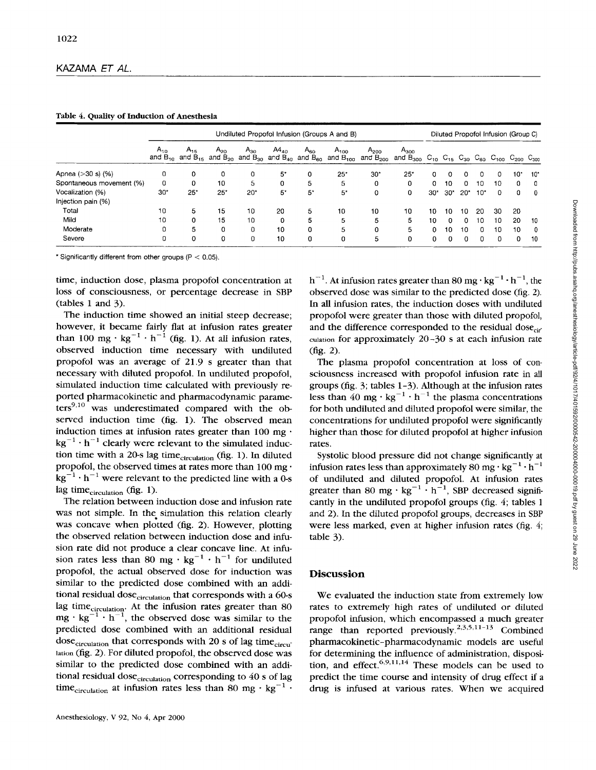**Table 4. Quality of Induction of Anesthesia**

| | Undiluted Propofol Infusion (Groups A and B) | | | | | | | | | Diluted Propofol Infusion (Group C) | | | | | | |
|---|---|---|---|---|---|---|---|---|---|---|---|---|---|---|---|---|
| | $A_{10}$ and $B_{10}$ | $A_{15}$ and $B_{15}$ | $A_{20}$ and $B_{20}$ | $A_{30}$ and $B_{30}$ | $A4_{40}$ and $B_{40}$ | $A_{60}$ and $B_{60}$ | $A_{100}$ and $B_{100}$ | $A_{200}$ and $B_{200}$ | $A_{300}$ and $B_{300}$ | $C_{10}$ | $C_{15}$ | $C_{30}$ | $C_{60}$ | $C_{100}$ | $C_{200}$ | $C_{300}$ |
| Apnea (>30 s) (%) | 0 | 0 | 0 | 0 | 5* | 0 | 25* | 30* | 25* | 0 | 0 | 0 | 0 | 0 | 10* | 10* |
| Spontaneous movement (%) | 0 | 0 | 10 | 5 | 0 | 5 | 5 | 0 | 0 | 0 | 10 | 0 | 10 | 10 | 0 | 0 |
| Vocalization (%) | 30* | 25* | 25* | 20* | 5* | 5* | 5* | 0 | 0 | 30* | 30* | 20* | 10* | 0 | 0 | 0 |
| Injection pain (%) | | | | | | | | | | | | | | | | |
| Total | 10 | 5 | 15 | 10 | 20 | 5 | 10 | 10 | 10 | 10 | 10 | 10 | 20 | 30 | 20 | |
| Mild | 10 | 0 | 15 | 10 | 0 | 5 | 5 | 5 | 5 | 10 | 0 | 0 | 10 | 10 | 20 | 10 |
| Moderate | 0 | 5 | 0 | 0 | 10 | 0 | 5 | 0 | 5 | 0 | 10 | 10 | 0 | 10 | 10 | 0 |
| Severe | 0 | 0 | 0 | 0 | 10 | 0 | 0 | 5 | 0 | 0 | 0 | 0 | 0 | 0 | 0 | 10 |

\* Significantly different from other groups ($P < 0.05$).

time, induction dose, plasma propofol concentration at loss of consciousness, or percentage decrease in SBP (tables 1 and 3).

The induction time showed an initial steep decrease; however, it became fairly flat at infusion rates greater than 100 $mg \cdot kg^{-1} \cdot h^{-1}$ (fig. 1). At all infusion rates, observed induction time necessary with undiluted propofol was an average of 21.9 s greater than that necessary with diluted propofol. In undiluted propofol, simulated induction time calculated with previously reported pharmacokinetic and pharmacodynamic parameters[9,10] was underestimated compared with the observed induction time (fig. 1). The observed mean induction times at infusion rates greater than 100 $mg \cdot kg^{-1} \cdot h^{-1}$ clearly were relevant to the simulated induction time with a 20-s lag $time_{circulation}$ (fig. 1). In diluted propofol, the observed times at rates more than 100 $mg \cdot kg^{-1} \cdot h^{-1}$ were relevant to the predicted line with a 0-s lag $time_{circulation}$ (fig. 1).

The relation between induction dose and infusion rate was not simple. In the simulation this relation clearly was concave when plotted (fig. 2). However, plotting the observed relation between induction dose and infusion rate did not produce a clear concave line. At infusion rates less than 80 $mg \cdot kg^{-1} \cdot h^{-1}$ for undiluted propofol, the actual observed dose for induction was similar to the predicted dose combined with an additional residual $dose_{circulation}$ that corresponds with a 60-s lag $time_{circulation}$. At the infusion rates greater than 80 $mg \cdot kg^{-1} \cdot h^{-1}$, the observed dose was similar to the predicted dose combined with an additional residual $dose_{circulation}$ that corresponds with 20 s of lag $time_{circulation}$ (fig. 2). For diluted propofol, the observed dose was similar to the predicted dose combined with an additional residual $dose_{circulation}$ corresponding to 40 s of lag $time_{circulation}$ at infusion rates less than 80 $mg \cdot kg^{-1} \cdot h^{-1}$. At infusion rates greater than 80 $mg \cdot kg^{-1} \cdot h^{-1}$, the observed dose was similar to the predicted dose (fig. 2). In all infusion rates, the induction doses with undiluted propofol were greater than those with diluted propofol, and the difference corresponded to the residual $dose_{circulation}$ for approximately 20–30 s at each infusion rate (fig. 2).

The plasma propofol concentration at loss of consciousness increased with propofol infusion rate in all groups (fig. 3; tables 1–3). Although at the infusion rates less than 40 $mg \cdot kg^{-1} \cdot h^{-1}$ the plasma concentrations for both undiluted and diluted propofol were similar, the concentrations for undiluted propofol were significantly higher than those for diluted propofol at higher infusion rates.

Systolic blood pressure did not change significantly at infusion rates less than approximately 80 $mg \cdot kg^{-1} \cdot h^{-1}$ of undiluted and diluted propofol. At infusion rates greater than 80 $mg \cdot kg^{-1} \cdot h^{-1}$, SBP decreased significantly in the undiluted propofol groups (fig. 4; tables 1 and 2). In the diluted propofol groups, decreases in SBP were less marked, even at higher infusion rates (fig. 4; table 3).

## Discussion

We evaluated the induction state from extremely low rates to extremely high rates of undiluted or diluted propofol infusion, which encompassed a much greater range than reported previously.[2,3,5,11–13] Combined pharmacokinetic–pharmacodynamic models are useful for determining the influence of administration, disposition, and effect.[6,9,11,14] These models can be used to predict the time course and intensity of drug effect if a drug is infused at various rates. When we acquired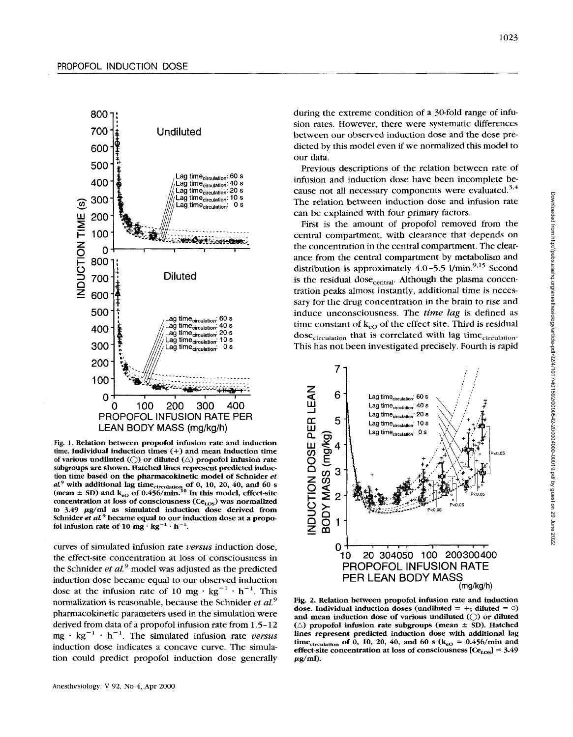Fig. 1. Relation between propofol infusion rate and induction time. Individual induction times (+) and mean induction time of various undiluted (○) or diluted (△) propofol infusion rate subgroups are shown. Hatched lines represent predicted induction time based on the pharmacokinetic model of Schnider *et al.*[9] with additional lag time$_{circulation}$ of 0, 10, 20, 40, and 60 s (mean ± SD) and $k_{eO}$ of 0.456/min.[10] In this model, effect-site concentration at loss of consciousness ($Ce_{LOS}$) was normalized to 3.49 μg/ml as simulated induction dose derived from Schnider *et al.*[9] became equal to our induction dose at a propofol infusion rate of 10 mg · kg$^{-1}$ · h$^{-1}$.

curves of simulated infusion rate *versus* induction dose, the effect-site concentration at loss of consciousness in the Schnider *et al.*[9] model was adjusted as the predicted induction dose became equal to our observed induction dose at the infusion rate of 10 mg · kg$^{-1}$ · h$^{-1}$. This normalization is reasonable, because the Schnider *et al.*[9] pharmacokinetic parameters used in the simulation were derived from data of a propofol infusion rate from 1.5–12 mg · kg$^{-1}$ · h$^{-1}$. The simulated infusion rate *versus* induction dose indicates a concave curve. The simulation could predict propofol induction dose generally during the extreme condition of a 30-fold range of infusion rates. However, there were systematic differences between our observed induction dose and the dose predicted by this model even if we normalized this model to our data.

Previous descriptions of the relation between rate of infusion and induction dose have been incomplete because not all necessary components were evaluated.[3,4] The relation between induction dose and infusion rate can be explained with four primary factors.

First is the amount of propofol removed from the central compartment, with clearance that depends on the concentration in the central compartment. The clearance from the central compartment by metabolism and distribution is approximately 4.0–5.5 l/min.[9,15] Second is the residual dose$_{central}$. Although the plasma concentration peaks almost instantly, additional time is necessary for the drug concentration in the brain to rise and induce unconsciousness. The *time lag* is defined as time constant of $k_{eO}$ of the effect site. Third is residual dose$_{circulation}$ that is correlated with lag time$_{circulation}$. This has not been investigated precisely. Fourth is rapid

Fig. 2. Relation between propofol infusion rate and induction dose. Individual induction doses (undiluted = +; diluted = ○) and mean induction dose of various undiluted (○) or diluted (△) propofol infusion rate subgroups (mean ± SD). Hatched lines represent predicted induction dose with additional lag time$_{circulation}$ of 0, 10, 20, 40, and 60 s ($k_{eO}$ = 0.456/min and effect-site concentration at loss of consciousness [$Ce_{LOS}$] = 3.49 μg/ml).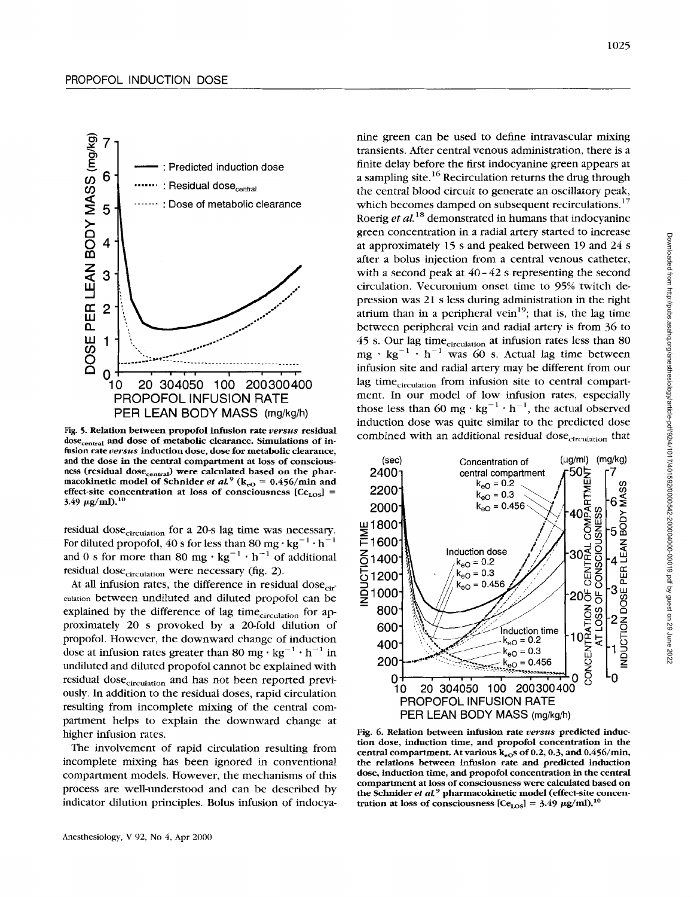Fig. 5. Relation between propofol infusion rate *versus* residual dose$_{central}$ and dose of metabolic clearance. Simulations of infusion rate *versus* induction dose, dose for metabolic clearance, and the dose in the central compartment at loss of consciousness (residual dose$_{central}$) were calculated based on the pharmacokinetic model of Schnider *et al.*[9] ($k_{eO}$ = 0.456/min and effect-site concentration at loss of consciousness [$Ce_{LOS}$] = 3.49 μg/ml).[10]

residual dose$_{circulation}$ for a 20-s lag time was necessary. For diluted propofol, 40 s for less than 80 mg · kg$^{-1}$ · h$^{-1}$ and 0 s for more than 80 mg · kg$^{-1}$ · h$^{-1}$ of additional residual dose$_{circulation}$ were necessary (fig. 2).

At all infusion rates, the difference in residual dose$_{circulation}$ between undiluted and diluted propofol can be explained by the difference of lag time$_{circulation}$ for approximately 20 s provoked by a 20-fold dilution of propofol. However, the downward change of induction dose at infusion rates greater than 80 mg · kg$^{-1}$ · h$^{-1}$ in undiluted and diluted propofol cannot be explained with residual dose$_{circulation}$ and has not been reported previously. In addition to the residual doses, rapid circulation resulting from incomplete mixing of the central compartment helps to explain the downward change at higher infusion rates.

The involvement of rapid circulation resulting from incomplete mixing has been ignored in conventional compartment models. However, the mechanisms of this process are well-understood and can be described by indicator dilution principles. Bolus infusion of indocyanine green can be used to define intravascular mixing transients. After central venous administration, there is a finite delay before the first indocyanine green appears at a sampling site.[16] Recirculation returns the drug through the central blood circuit to generate an oscillatory peak, which becomes damped on subsequent recirculations.[17] Roerig *et al.*[18] demonstrated in humans that indocyanine green concentration in a radial artery started to increase at approximately 15 s and peaked between 19 and 24 s after a bolus injection from a central venous catheter, with a second peak at 40–42 s representing the second circulation. Vecuronium onset time to 95% twitch depression was 21 s less during administration in the right atrium than in a peripheral vein[19]; that is, the lag time between peripheral vein and radial artery is from 36 to 45 s. Our lag time$_{circulation}$ at infusion rates less than 80 mg · kg$^{-1}$ · h$^{-1}$ was 60 s. Actual lag time between infusion site and radial artery may be different from our lag time$_{circulation}$ from infusion site to central compartment. In our model of low infusion rates, especially those less than 60 mg · kg$^{-1}$ · h$^{-1}$, the actual observed induction dose was quite similar to the predicted dose combined with an additional residual dose$_{circulation}$ that

Fig. 6. Relation between infusion rate *versus* predicted induction dose, induction time, and propofol concentration in the central compartment. At various $k_{eO}$s of 0.2, 0.3, and 0.456/min, the relations between infusion rate and predicted induction dose, induction time, and propofol concentration in the central compartment at loss of consciousness were calculated based on the Schnider *et al.*[9] pharmacokinetic model (effect-site concentration at loss of consciousness [$Ce_{LOS}$] = 3.49 μg/ml).[10]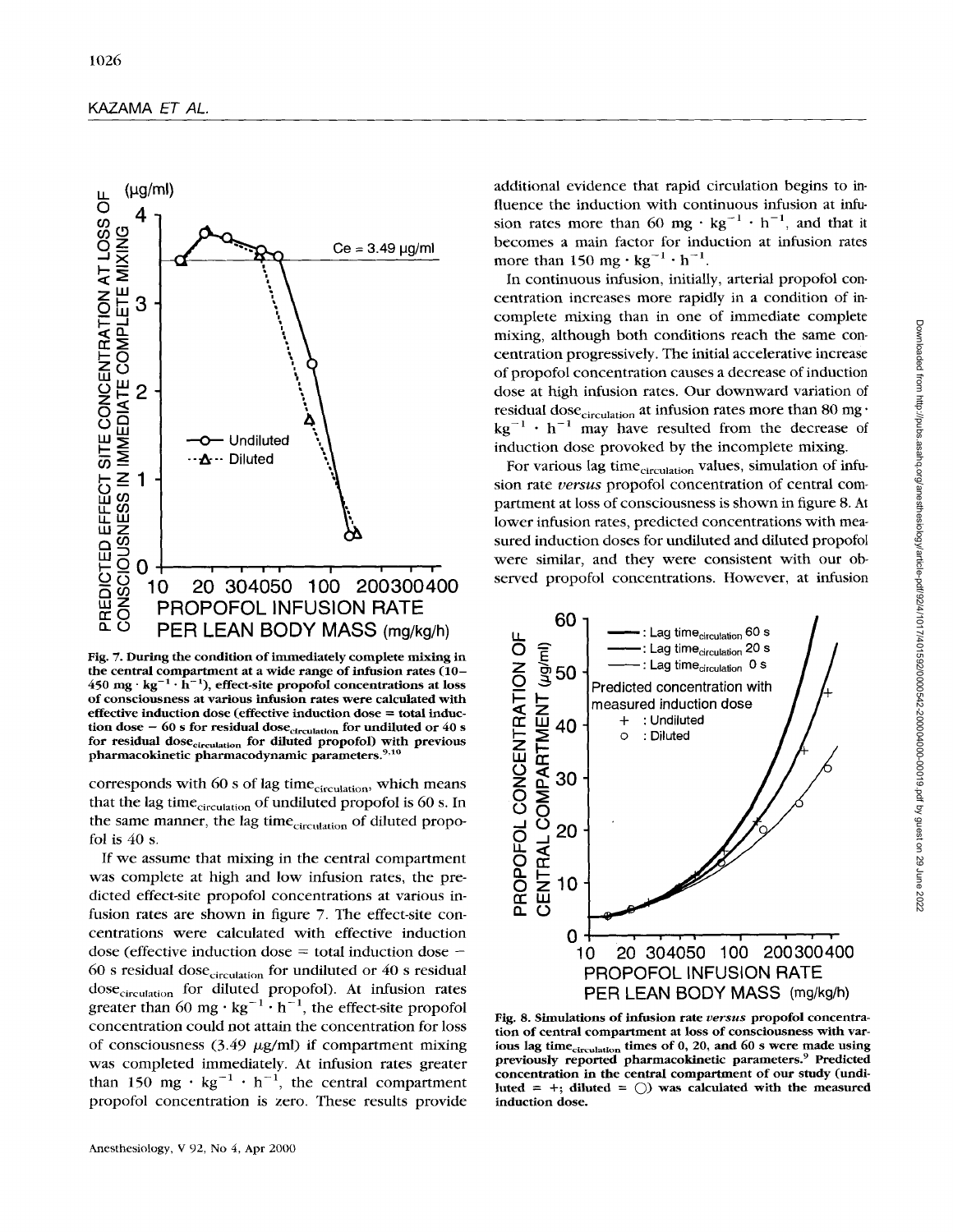Fig. 7. During the condition of immediately complete mixing in the central compartment at a wide range of infusion rates (10–450 $mg \cdot kg^{-1} \cdot h^{-1}$), effect-site propofol concentrations at loss of consciousness at various infusion rates were calculated with effective induction dose (effective induction dose = total induction dose − 60 s for residual $dose_{circulation}$ for undiluted or 40 s for residual $dose_{circulation}$ for diluted propofol) with previous pharmacokinetic pharmacodynamic parameters.[9,10]

corresponds with 60 s of lag $time_{circulation}$, which means that the lag $time_{circulation}$ of undiluted propofol is 60 s. In the same manner, the lag $time_{circulation}$ of diluted propofol is 40 s.

If we assume that mixing in the central compartment was complete at high and low infusion rates, the predicted effect-site propofol concentrations at various infusion rates are shown in figure 7. The effect-site concentrations were calculated with effective induction dose (effective induction dose = total induction dose − 60 s residual $dose_{circulation}$ for undiluted or 40 s residual $dose_{circulation}$ for diluted propofol). At infusion rates greater than 60 $mg \cdot kg^{-1} \cdot h^{-1}$, the effect-site propofol concentration could not attain the concentration for loss of consciousness (3.49 $\mu g/ml$) if compartment mixing was completed immediately. At infusion rates greater than 150 $mg \cdot kg^{-1} \cdot h^{-1}$, the central compartment propofol concentration is zero. These results provide additional evidence that rapid circulation begins to influence the induction with continuous infusion at infusion rates more than 60 $mg \cdot kg^{-1} \cdot h^{-1}$, and that it becomes a main factor for induction at infusion rates more than 150 $mg \cdot kg^{-1} \cdot h^{-1}$.

In continuous infusion, initially, arterial propofol concentration increases more rapidly in a condition of incomplete mixing than in one of immediate complete mixing, although both conditions reach the same concentration progressively. The initial accelerative increase of propofol concentration causes a decrease of induction dose at high infusion rates. Our downward variation of residual $dose_{circulation}$ at infusion rates more than 80 $mg \cdot kg^{-1} \cdot h^{-1}$ may have resulted from the decrease of induction dose provoked by the incomplete mixing.

For various lag $time_{circulation}$ values, simulation of infusion rate *versus* propofol concentration of central compartment at loss of consciousness is shown in figure 8. At lower infusion rates, predicted concentrations with measured induction doses for undiluted and diluted propofol were similar, and they were consistent with our observed propofol concentrations. However, at infusion

Fig. 8. Simulations of infusion rate *versus* propofol concentration of central compartment at loss of consciousness with various lag $time_{circulation}$ times of 0, 20, and 60 s were made using previously reported pharmacokinetic parameters.[9] Predicted concentration in the central compartment of our study (undiluted = +; diluted = ○) was calculated with the measured induction dose.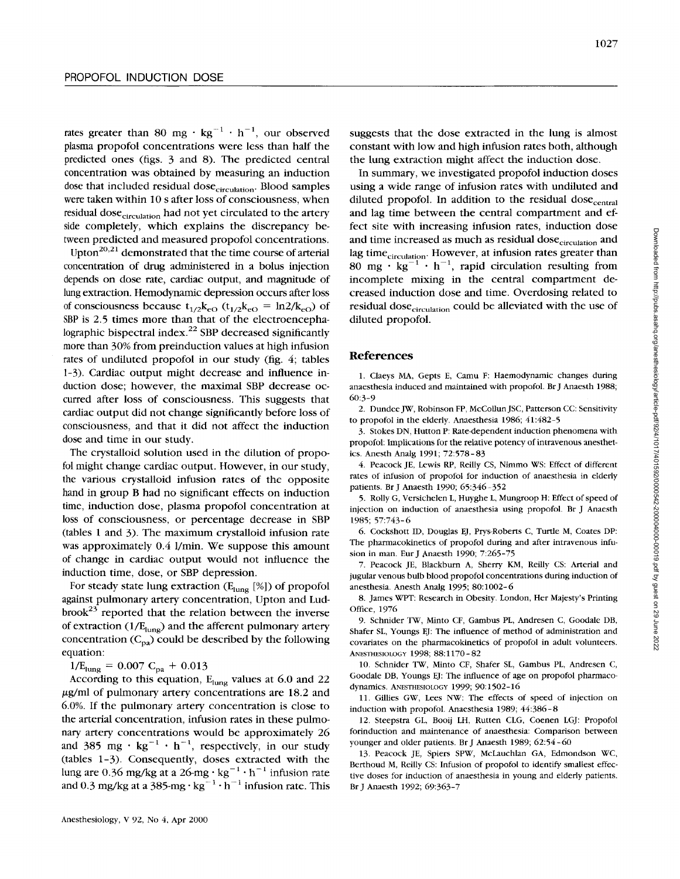rates greater than 80 mg · kg$^{-1}$ · h$^{-1}$, our observed plasma propofol concentrations were less than half the predicted ones (figs. 3 and 8). The predicted central concentration was obtained by measuring an induction dose that included residual dose$_{circulation}$. Blood samples were taken within 10 s after loss of consciousness, when residual dose$_{circulation}$ had not yet circulated to the artery side completely, which explains the discrepancy between predicted and measured propofol concentrations.

Upton[20,21] demonstrated that the time course of arterial concentration of drug administered in a bolus injection depends on dose rate, cardiac output, and magnitude of lung extraction. Hemodynamic depression occurs after loss of consciousness because $t_{1/2}k_{eO}$ ($t_{1/2}k_{eO} = \ln 2/k_{eO}$) of SBP is 2.5 times more than that of the electroencephalographic bispectral index.[22] SBP decreased significantly more than 30% from preinduction values at high infusion rates of undiluted propofol in our study (fig. 4; tables 1-3). Cardiac output might decrease and influence induction dose; however, the maximal SBP decrease occurred after loss of consciousness. This suggests that cardiac output did not change significantly before loss of consciousness, and that it did not affect the induction dose and time in our study.

The crystalloid solution used in the dilution of propofol might change cardiac output. However, in our study, the various crystalloid infusion rates of the opposite hand in group B had no significant effects on induction time, induction dose, plasma propofol concentration at loss of consciousness, or percentage decrease in SBP (tables 1 and 3). The maximum crystalloid infusion rate was approximately 0.4 l/min. We suppose this amount of change in cardiac output would not influence the induction time, dose, or SBP depression.

For steady state lung extraction ($E_{lung}$ [%]) of propofol against pulmonary artery concentration, Upton and Ludbrook[23] reported that the relation between the inverse of extraction ($1/E_{lung}$) and the afferent pulmonary artery concentration ($C_{pa}$) could be described by the following equation:

$$1/E_{lung} = 0.007\ C_{pa} + 0.013$$

According to this equation, $E_{lung}$ values at 6.0 and 22 μg/ml of pulmonary artery concentrations are 18.2 and 6.0%. If the pulmonary artery concentration is close to the arterial concentration, infusion rates in these pulmonary artery concentrations would be approximately 26 and 385 mg · kg$^{-1}$ · h$^{-1}$, respectively, in our study (tables 1-3). Consequently, doses extracted with the lung are 0.36 mg/kg at a 26-mg · kg$^{-1}$ · h$^{-1}$ infusion rate and 0.3 mg/kg at a 385-mg · kg$^{-1}$ · h$^{-1}$ infusion rate. This suggests that the dose extracted in the lung is almost constant with low and high infusion rates both, although the lung extraction might affect the induction dose.

In summary, we investigated propofol induction doses using a wide range of infusion rates with undiluted and diluted propofol. In addition to the residual dose$_{central}$ and lag time between the central compartment and effect site with increasing infusion rates, induction dose and time increased as much as residual dose$_{circulation}$ and lag time$_{circulation}$. However, at infusion rates greater than 80 mg · kg$^{-1}$ · h$^{-1}$, rapid circulation resulting from incomplete mixing in the central compartment decreased induction dose and time. Overdosing related to residual dose$_{circulation}$ could be alleviated with the use of diluted propofol.

## References

1. Claeys MA, Gepts E, Camu F: Haemodynamic changes during anaesthesia induced and maintained with propofol. Br J Anaesth 1988; 60:3-9
2. Dundee JW, Robinson FP, McCollun JSC, Patterson CC: Sensitivity to propofol in the elderly. Anaesthesia 1986; 41:482-5
3. Stokes DN, Hutton P: Rate-dependent induction phenomena with propofol: Implications for the relative potency of intravenous anesthetics. Anesth Analg 1991; 72:578-83
4. Peacock JE, Lewis RP, Reilly CS, Nimmo WS: Effect of different rates of infusion of propofol for induction of anaesthesia in elderly patients. Br J Anaesth 1990; 65:346-352
5. Rolly G, Versichelen L, Huyghe L, Mungroop H: Effect of speed of injection on induction of anaesthesia using propofol. Br J Anaesth 1985; 57:743-6
6. Cockshott ID, Douglas EJ, Prys-Roberts C, Turtle M, Coates DP: The pharmacokinetics of propofol during and after intravenous infusion in man. Eur J Anaesth 1990; 7:265-75
7. Peacock JE, Blackburn A, Sherry KM, Reilly CS: Arterial and jugular venous bulb blood propofol concentrations during induction of anesthesia. Anesth Analg 1995; 80:1002-6
8. James WPT: Research in Obesity. London, Her Majesty's Printing Office, 1976
9. Schnider TW, Minto CF, Gambus PL, Andresen C, Goodale DB, Shafer SL, Youngs EJ: The influence of method of administration and covariates on the pharmacokinetics of propofol in adult volunteers. Anesthesiology 1998; 88:1170-82
10. Schnider TW, Minto CF, Shafer SL, Gambus PL, Andresen C, Goodale DB, Youngs EJ: The influence of age on propofol pharmacodynamics. Anesthesiology 1999; 90:1502-16
11. Gillies GW, Lees NW: The effects of speed of injection on induction with propofol. Anaesthesia 1989; 44:386-8
12. Steepstra GL, Booij LH, Rutten CLG, Coenen LGJ: Propofol forinduction and maintenance of anaesthesia: Comparison between younger and older patients. Br J Anaesth 1989; 62:54-60
13. Peacock JE, Spiers SPW, McLauchlan GA, Edmondson WC, Berthoud M, Reilly CS: Infusion of propofol to identify smallest effective doses for induction of anaesthesia in young and elderly patients. Br J Anaesth 1992; 69:363-7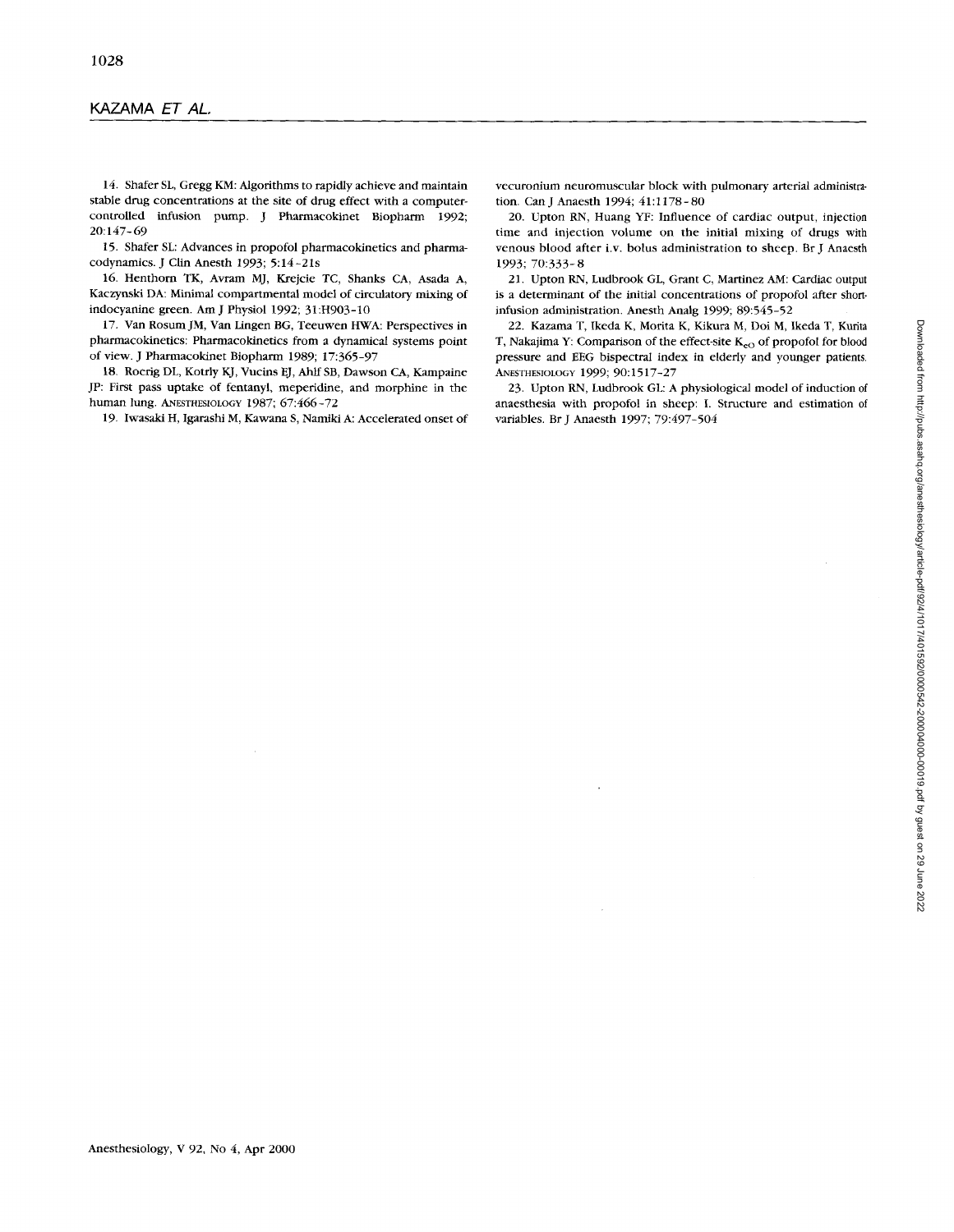14. Shafer SL, Gregg KM: Algorithms to rapidly achieve and maintain stable drug concentrations at the site of drug effect with a computer-controlled infusion pump. J Pharmacokinet Biopharm 1992; 20:147-69

15. Shafer SL: Advances in propofol pharmacokinetics and pharmacodynamics. J Clin Anesth 1993; 5:14-21s

16. Henthorn TK, Avram MJ, Krejcie TC, Shanks CA, Asada A, Kaczynski DA: Minimal compartmental model of circulatory mixing of indocyanine green. Am J Physiol 1992; 31:H903-10

17. Van Rosum JM, Van Lingen BG, Teeuwen HWA: Perspectives in pharmacokinetics: Pharmacokinetics from a dynamical systems point of view. J Pharmacokinet Biopharm 1989; 17:365-97

18. Roerig DL, Kotrly KJ, Vucins EJ, Ahlf SB, Dawson CA, Kampaine JP: First pass uptake of fentanyl, meperidine, and morphine in the human lung. ANESTHESIOLOGY 1987; 67:466-72

19. Iwasaki H, Igarashi M, Kawana S, Namiki A: Accelerated onset of vecuronium neuromuscular block with pulmonary arterial administration. Can J Anaesth 1994; 41:1178-80

20. Upton RN, Huang YF: Influence of cardiac output, injection time and injection volume on the initial mixing of drugs with venous blood after i.v. bolus administration to sheep. Br J Anaesth 1993; 70:333-8

21. Upton RN, Ludbrook GL, Grant C, Martinez AM: Cardiac output is a determinant of the initial concentrations of propofol after short-infusion administration. Anesth Analg 1999; 89:545-52

22. Kazama T, Ikeda K, Morita K, Kikura M, Doi M, Ikeda T, Kurita T, Nakajima Y: Comparison of the effect-site $K_{eO}$ of propofol for blood pressure and EEG bispectral index in elderly and younger patients. ANESTHESIOLOGY 1999; 90:1517-27

23. Upton RN, Ludbrook GL: A physiological model of induction of anaesthesia with propofol in sheep: I. Structure and estimation of variables. Br J Anaesth 1997; 79:497-504